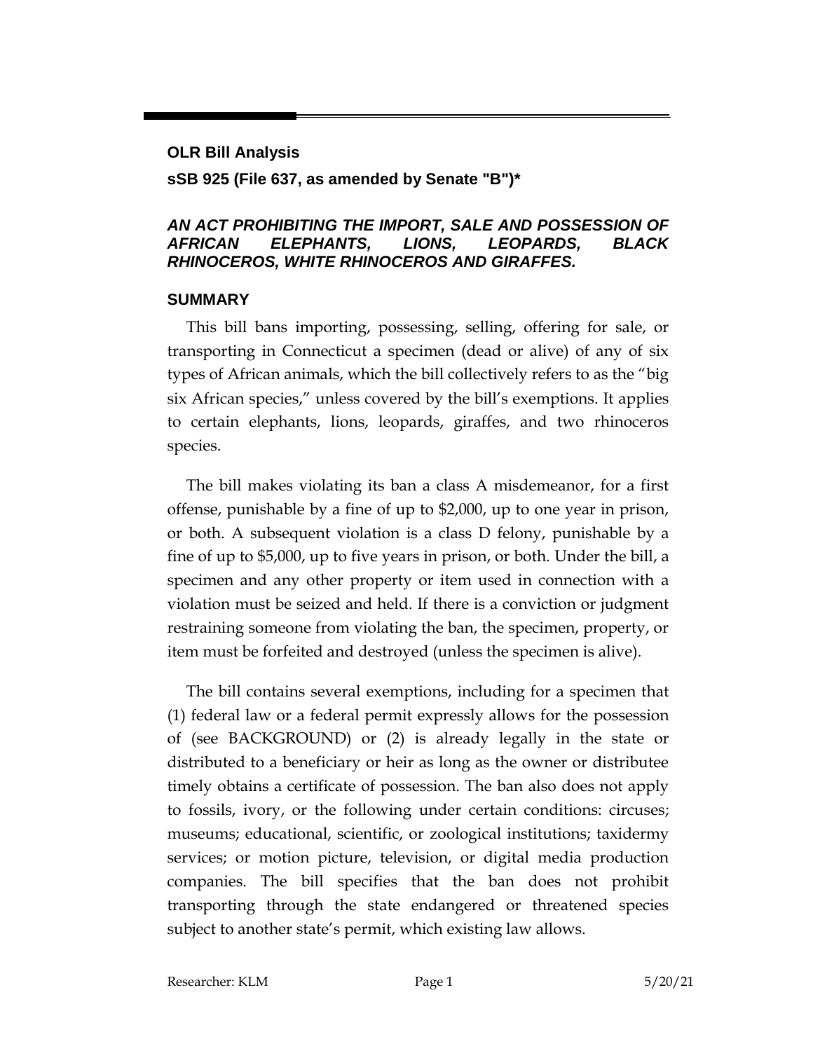**OLR Bill Analysis**

**sSB 925 (File 637, as amended by Senate "B")***

***AN ACT PROHIBITING THE IMPORT, SALE AND POSSESSION OF AFRICAN ELEPHANTS, LIONS, LEOPARDS, BLACK RHINOCEROS, WHITE RHINOCEROS AND GIRAFFES.***

## SUMMARY

This bill bans importing, possessing, selling, offering for sale, or transporting in Connecticut a specimen (dead or alive) of any of six types of African animals, which the bill collectively refers to as the "big six African species," unless covered by the bill's exemptions. It applies to certain elephants, lions, leopards, giraffes, and two rhinoceros species.

The bill makes violating its ban a class A misdemeanor, for a first offense, punishable by a fine of up to $2,000, up to one year in prison, or both. A subsequent violation is a class D felony, punishable by a fine of up to $5,000, up to five years in prison, or both. Under the bill, a specimen and any other property or item used in connection with a violation must be seized and held. If there is a conviction or judgment restraining someone from violating the ban, the specimen, property, or item must be forfeited and destroyed (unless the specimen is alive).

The bill contains several exemptions, including for a specimen that (1) federal law or a federal permit expressly allows for the possession of (see BACKGROUND) or (2) is already legally in the state or distributed to a beneficiary or heir as long as the owner or distributee timely obtains a certificate of possession. The ban also does not apply to fossils, ivory, or the following under certain conditions: circuses; museums; educational, scientific, or zoological institutions; taxidermy services; or motion picture, television, or digital media production companies. The bill specifies that the ban does not prohibit transporting through the state endangered or threatened species subject to another state's permit, which existing law allows.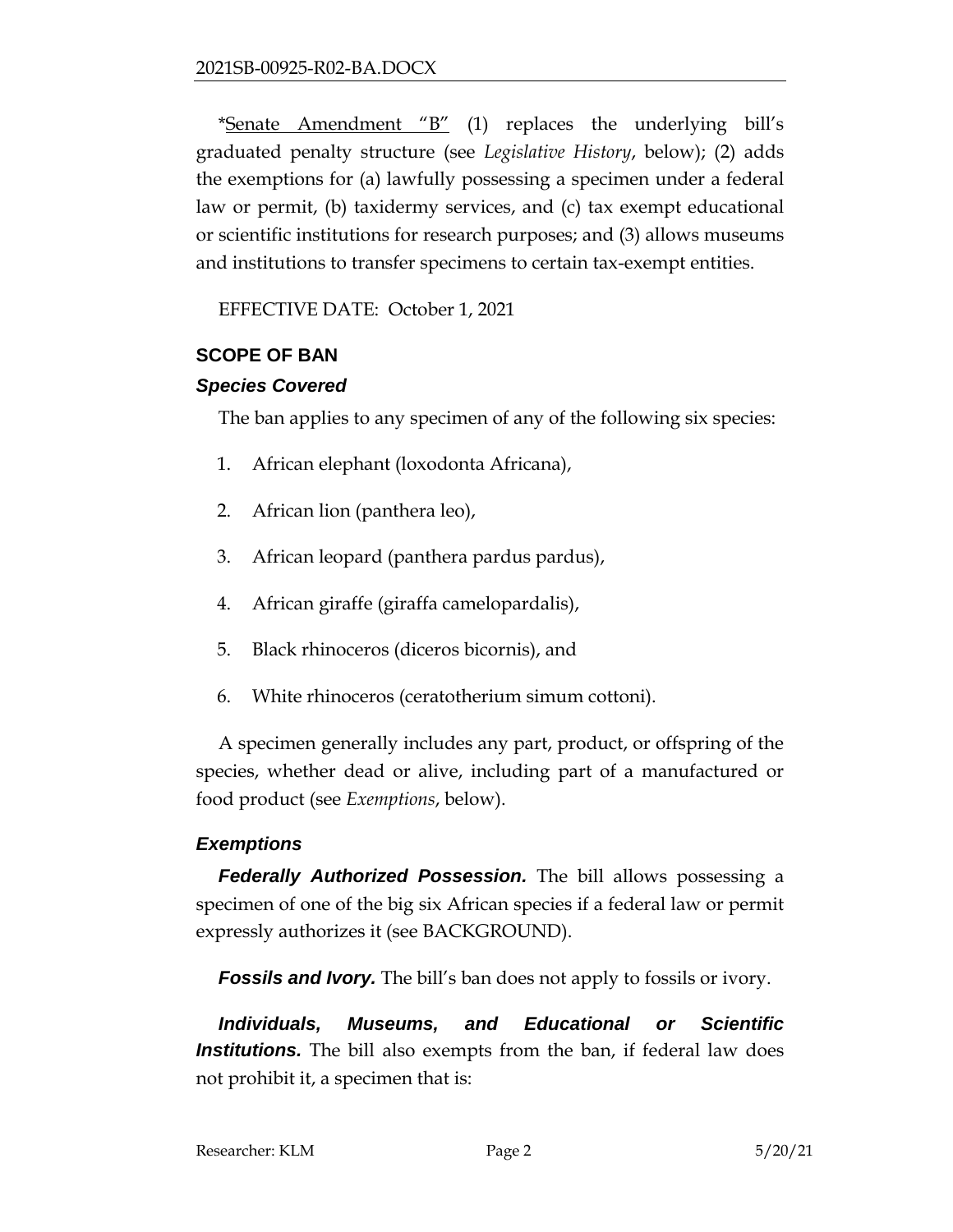*<u>Senate Amendment "B"</u> (1) replaces the underlying bill's graduated penalty structure (see *Legislative History*, below); (2) adds the exemptions for (a) lawfully possessing a specimen under a federal law or permit, (b) taxidermy services, and (c) tax exempt educational or scientific institutions for research purposes; and (3) allows museums and institutions to transfer specimens to certain tax-exempt entities.

EFFECTIVE DATE: October 1, 2021

## SCOPE OF BAN

### *Species Covered*

The ban applies to any specimen of any of the following six species:

1. African elephant (loxodonta Africana),
2. African lion (panthera leo),
3. African leopard (panthera pardus pardus),
4. African giraffe (giraffa camelopardalis),
5. Black rhinoceros (diceros bicornis), and
6. White rhinoceros (ceratotherium simum cottoni).

A specimen generally includes any part, product, or offspring of the species, whether dead or alive, including part of a manufactured or food product (see *Exemptions*, below).

### *Exemptions*

***Federally Authorized Possession.*** The bill allows possessing a specimen of one of the big six African species if a federal law or permit expressly authorizes it (see BACKGROUND).

***Fossils and Ivory.*** The bill's ban does not apply to fossils or ivory.

***Individuals, Museums, and Educational or Scientific Institutions.*** The bill also exempts from the ban, if federal law does not prohibit it, a specimen that is: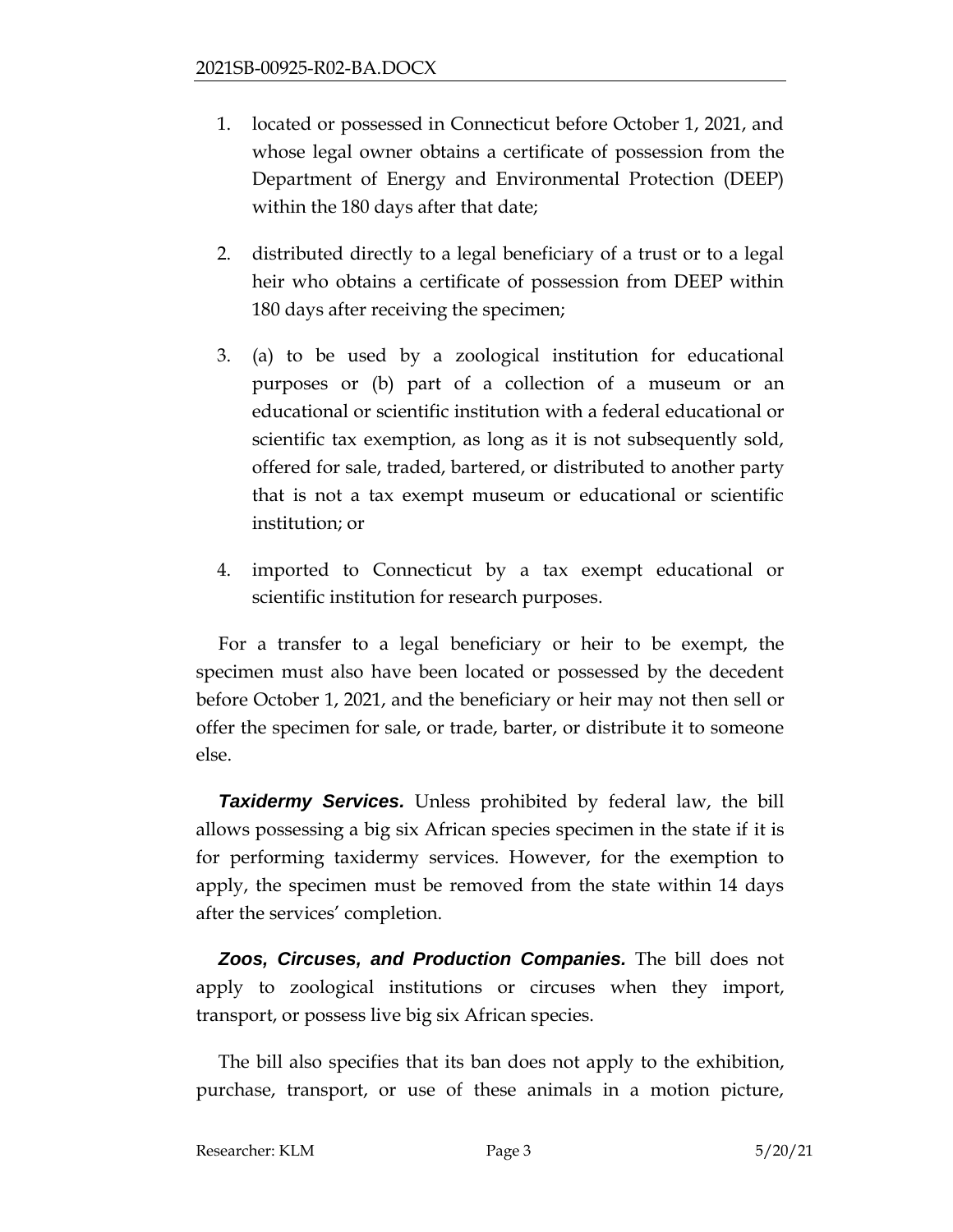1. located or possessed in Connecticut before October 1, 2021, and whose legal owner obtains a certificate of possession from the Department of Energy and Environmental Protection (DEEP) within the 180 days after that date;

2. distributed directly to a legal beneficiary of a trust or to a legal heir who obtains a certificate of possession from DEEP within 180 days after receiving the specimen;

3. (a) to be used by a zoological institution for educational purposes or (b) part of a collection of a museum or an educational or scientific institution with a federal educational or scientific tax exemption, as long as it is not subsequently sold, offered for sale, traded, bartered, or distributed to another party that is not a tax exempt museum or educational or scientific institution; or

4. imported to Connecticut by a tax exempt educational or scientific institution for research purposes.

For a transfer to a legal beneficiary or heir to be exempt, the specimen must also have been located or possessed by the decedent before October 1, 2021, and the beneficiary or heir may not then sell or offer the specimen for sale, or trade, barter, or distribute it to someone else.

***Taxidermy Services.*** Unless prohibited by federal law, the bill allows possessing a big six African species specimen in the state if it is for performing taxidermy services. However, for the exemption to apply, the specimen must be removed from the state within 14 days after the services' completion.

***Zoos, Circuses, and Production Companies.*** The bill does not apply to zoological institutions or circuses when they import, transport, or possess live big six African species.

The bill also specifies that its ban does not apply to the exhibition, purchase, transport, or use of these animals in a motion picture,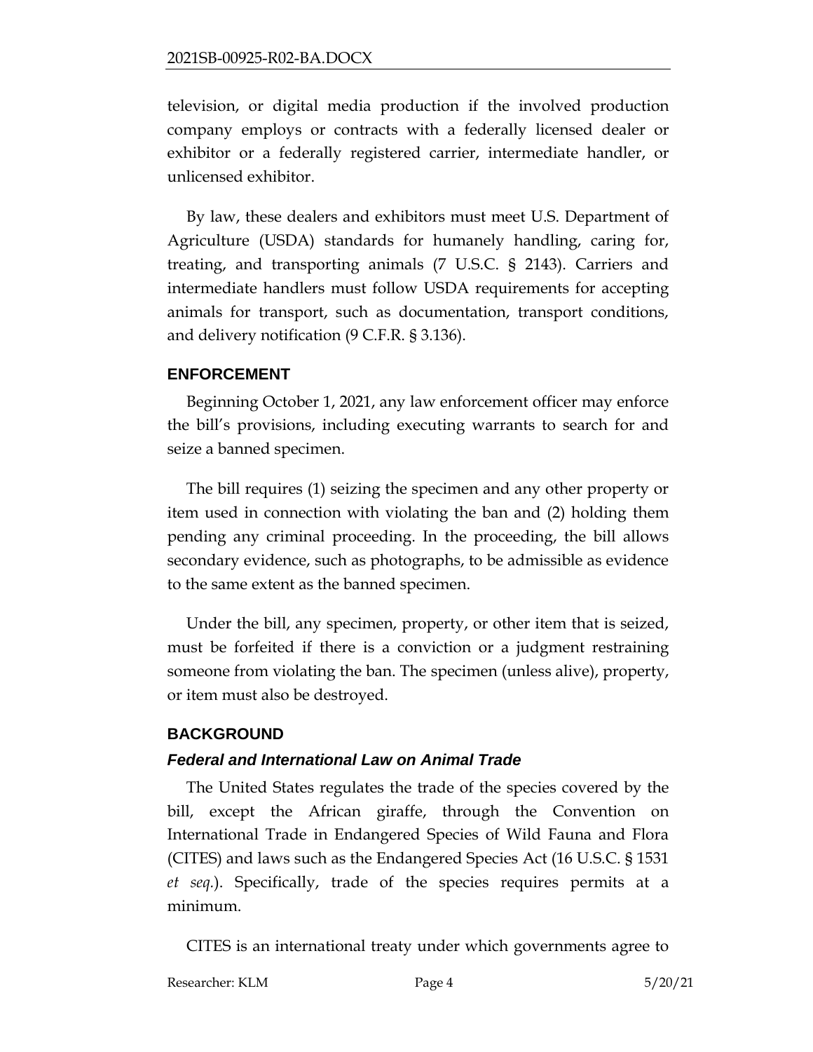television, or digital media production if the involved production company employs or contracts with a federally licensed dealer or exhibitor or a federally registered carrier, intermediate handler, or unlicensed exhibitor.

By law, these dealers and exhibitors must meet U.S. Department of Agriculture (USDA) standards for humanely handling, caring for, treating, and transporting animals (7 U.S.C. § 2143). Carriers and intermediate handlers must follow USDA requirements for accepting animals for transport, such as documentation, transport conditions, and delivery notification (9 C.F.R. § 3.136).

## ENFORCEMENT

Beginning October 1, 2021, any law enforcement officer may enforce the bill's provisions, including executing warrants to search for and seize a banned specimen.

The bill requires (1) seizing the specimen and any other property or item used in connection with violating the ban and (2) holding them pending any criminal proceeding. In the proceeding, the bill allows secondary evidence, such as photographs, to be admissible as evidence to the same extent as the banned specimen.

Under the bill, any specimen, property, or other item that is seized, must be forfeited if there is a conviction or a judgment restraining someone from violating the ban. The specimen (unless alive), property, or item must also be destroyed.

## BACKGROUND

### *Federal and International Law on Animal Trade*

The United States regulates the trade of the species covered by the bill, except the African giraffe, through the Convention on International Trade in Endangered Species of Wild Fauna and Flora (CITES) and laws such as the Endangered Species Act (16 U.S.C. § 1531 *et seq.*). Specifically, trade of the species requires permits at a minimum.

CITES is an international treaty under which governments agree to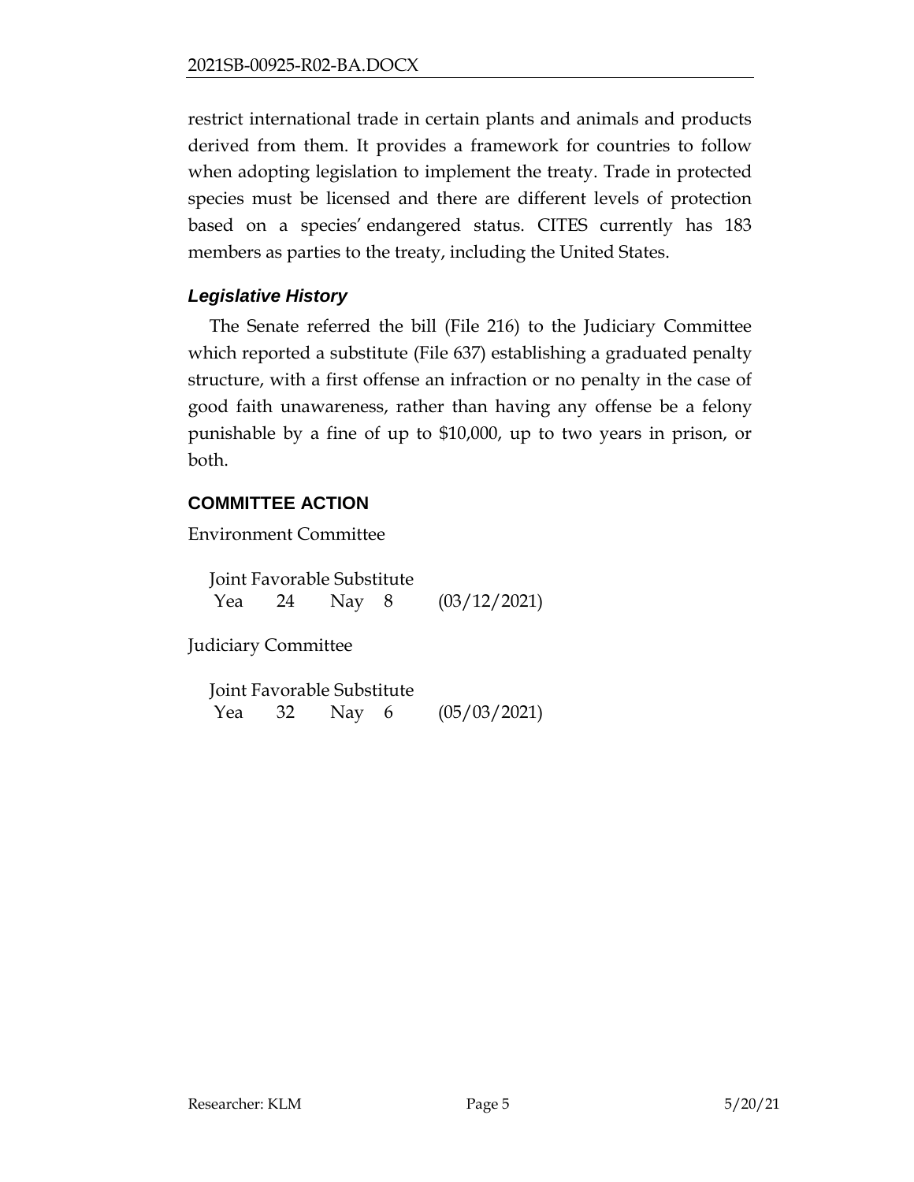restrict international trade in certain plants and animals and products derived from them. It provides a framework for countries to follow when adopting legislation to implement the treaty. Trade in protected species must be licensed and there are different levels of protection based on a species' endangered status. CITES currently has 183 members as parties to the treaty, including the United States.

### *Legislative History*

The Senate referred the bill (File 216) to the Judiciary Committee which reported a substitute (File 637) establishing a graduated penalty structure, with a first offense an infraction or no penalty in the case of good faith unawareness, rather than having any offense be a felony punishable by a fine of up to $10,000, up to two years in prison, or both.

## COMMITTEE ACTION

Environment Committee

| | | | | |
|---|---|---|---|---|
| Joint Favorable Substitute | | | | |
| Yea | 24 | Nay | 8 | (03/12/2021) |

Judiciary Committee

| | | | | |
|---|---|---|---|---|
| Joint Favorable Substitute | | | | |
| Yea | 32 | Nay | 6 | (05/03/2021) |